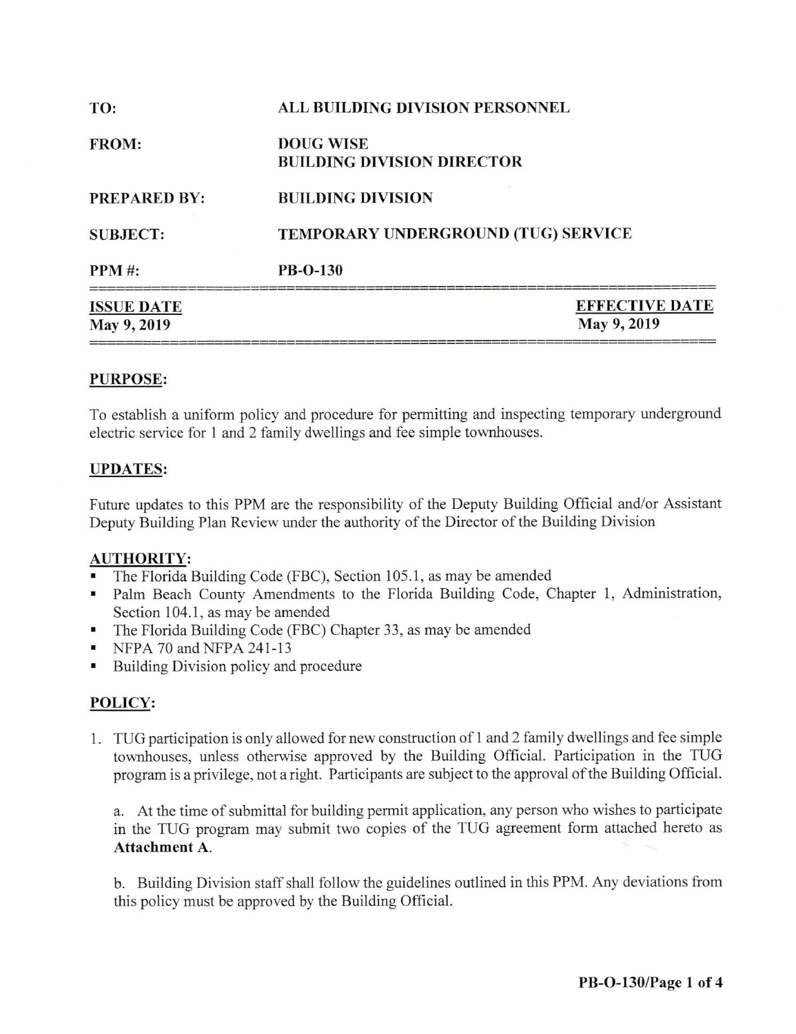| | |
|---|---|
| **TO:** | **ALL BUILDING DIVISION PERSONNEL** |
| **FROM:** | **DOUG WISE**<br>**BUILDING DIVISION DIRECTOR** |
| **PREPARED BY:** | **BUILDING DIVISION** |
| **SUBJECT:** | **TEMPORARY UNDERGROUND (TUG) SERVICE** |
| **PPM #:** | **PB-O-130** |

| **ISSUE DATE** | **EFFECTIVE DATE** |
|---|---|
| **May 9, 2019** | **May 9, 2019** |

## PURPOSE:

To establish a uniform policy and procedure for permitting and inspecting temporary underground electric service for 1 and 2 family dwellings and fee simple townhouses.

## UPDATES:

Future updates to this PPM are the responsibility of the Deputy Building Official and/or Assistant Deputy Building Plan Review under the authority of the Director of the Building Division

## AUTHORITY:

- The Florida Building Code (FBC), Section 105.1, as may be amended
- Palm Beach County Amendments to the Florida Building Code, Chapter 1, Administration, Section 104.1, as may be amended
- The Florida Building Code (FBC) Chapter 33, as may be amended
- NFPA 70 and NFPA 241-13
- Building Division policy and procedure

## POLICY:

1. TUG participation is only allowed for new construction of 1 and 2 family dwellings and fee simple townhouses, unless otherwise approved by the Building Official. Participation in the TUG program is a privilege, not a right. Participants are subject to the approval of the Building Official.

   a. At the time of submittal for building permit application, any person who wishes to participate in the TUG program may submit two copies of the TUG agreement form attached hereto as **Attachment A**.

   b. Building Division staff shall follow the guidelines outlined in this PPM. Any deviations from this policy must be approved by the Building Official.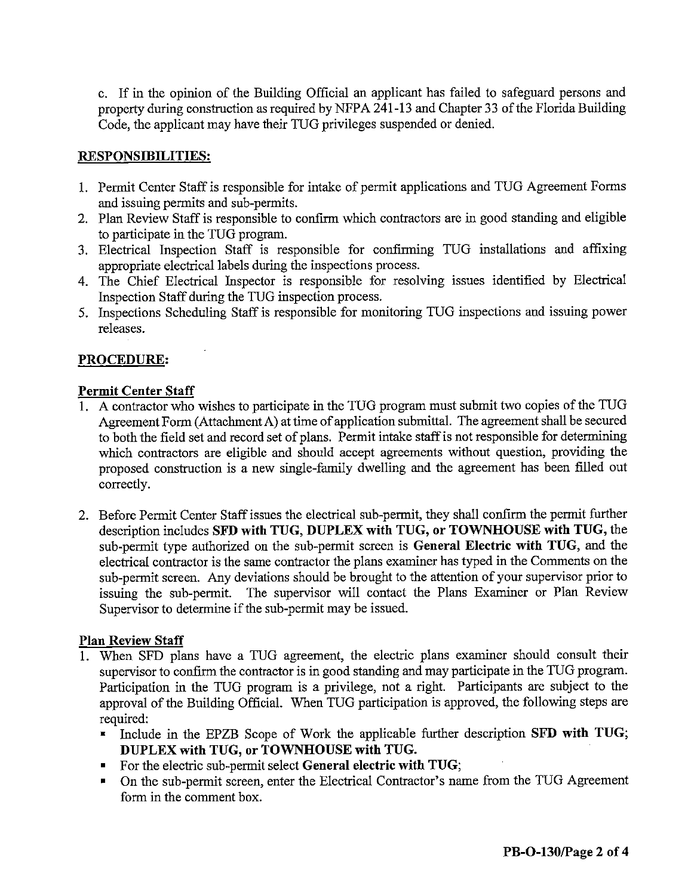c. If in the opinion of the Building Official an applicant has failed to safeguard persons and property during construction as required by NFPA 241-13 and Chapter 33 of the Florida Building Code, the applicant may have their TUG privileges suspended or denied.

## RESPONSIBILITIES:

1. Permit Center Staff is responsible for intake of permit applications and TUG Agreement Forms and issuing permits and sub-permits.
2. Plan Review Staff is responsible to confirm which contractors are in good standing and eligible to participate in the TUG program.
3. Electrical Inspection Staff is responsible for confirming TUG installations and affixing appropriate electrical labels during the inspections process.
4. The Chief Electrical Inspector is responsible for resolving issues identified by Electrical Inspection Staff during the TUG inspection process.
5. Inspections Scheduling Staff is responsible for monitoring TUG inspections and issuing power releases.

## PROCEDURE:

### Permit Center Staff

1. A contractor who wishes to participate in the TUG program must submit two copies of the TUG Agreement Form (Attachment A) at time of application submittal. The agreement shall be secured to both the field set and record set of plans. Permit intake staff is not responsible for determining which contractors are eligible and should accept agreements without question, providing the proposed construction is a new single-family dwelling and the agreement has been filled out correctly.

2. Before Permit Center Staff issues the electrical sub-permit, they shall confirm the permit further description includes **SFD with TUG, DUPLEX with TUG, or TOWNHOUSE with TUG,** the sub-permit type authorized on the sub-permit screen is **General Electric with TUG**, and the electrical contractor is the same contractor the plans examiner has typed in the Comments on the sub-permit screen. Any deviations should be brought to the attention of your supervisor prior to issuing the sub-permit. The supervisor will contact the Plans Examiner or Plan Review Supervisor to determine if the sub-permit may be issued.

### Plan Review Staff

1. When SFD plans have a TUG agreement, the electric plans examiner should consult their supervisor to confirm the contractor is in good standing and may participate in the TUG program. Participation in the TUG program is a privilege, not a right. Participants are subject to the approval of the Building Official. When TUG participation is approved, the following steps are required:
   - Include in the EPZB Scope of Work the applicable further description **SFD with TUG; DUPLEX with TUG, or TOWNHOUSE with TUG.**
   - For the electric sub-permit select **General electric with TUG**;
   - On the sub-permit screen, enter the Electrical Contractor's name from the TUG Agreement form in the comment box.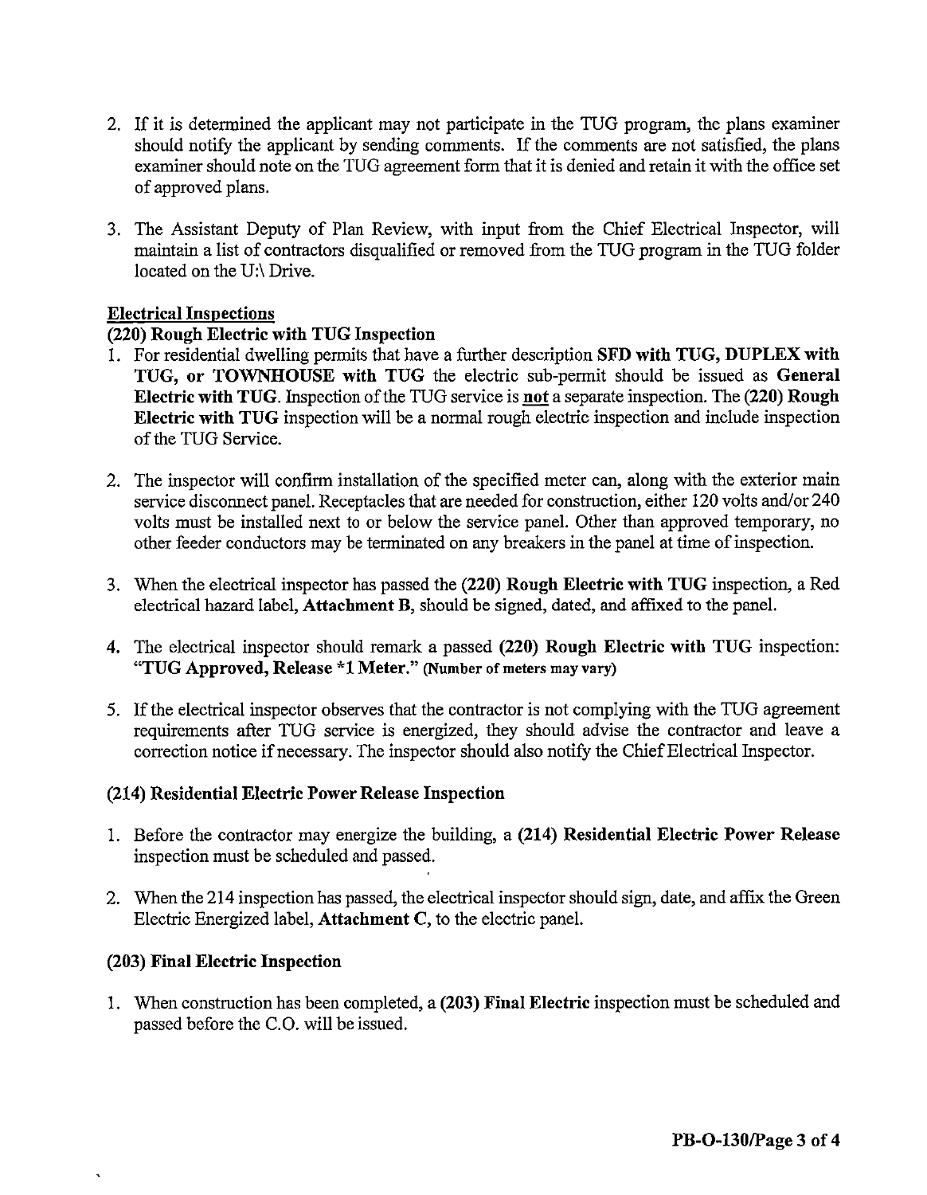2. If it is determined the applicant may not participate in the TUG program, the plans examiner should notify the applicant by sending comments. If the comments are not satisfied, the plans examiner should note on the TUG agreement form that it is denied and retain it with the office set of approved plans.

3. The Assistant Deputy of Plan Review, with input from the Chief Electrical Inspector, will maintain a list of contractors disqualified or removed from the TUG program in the TUG folder located on the U:\ Drive.

## Electrical Inspections

### (220) Rough Electric with TUG Inspection

1. For residential dwelling permits that have a further description **SFD with TUG, DUPLEX with TUG, or TOWNHOUSE with TUG** the electric sub-permit should be issued as **General Electric with TUG**. Inspection of the TUG service is **not** a separate inspection. The **(220) Rough Electric with TUG** inspection will be a normal rough electric inspection and include inspection of the TUG Service.

2. The inspector will confirm installation of the specified meter can, along with the exterior main service disconnect panel. Receptacles that are needed for construction, either 120 volts and/or 240 volts must be installed next to or below the service panel. Other than approved temporary, no other feeder conductors may be terminated on any breakers in the panel at time of inspection.

3. When the electrical inspector has passed the **(220) Rough Electric with TUG** inspection, a Red electrical hazard label, **Attachment B**, should be signed, dated, and affixed to the panel.

4. The electrical inspector should remark a passed **(220) Rough Electric with TUG** inspection: **"TUG Approved, Release *1 Meter."** **(Number of meters may vary)**

5. If the electrical inspector observes that the contractor is not complying with the TUG agreement requirements after TUG service is energized, they should advise the contractor and leave a correction notice if necessary. The inspector should also notify the Chief Electrical Inspector.

### (214) Residential Electric Power Release Inspection

1. Before the contractor may energize the building, a **(214) Residential Electric Power Release** inspection must be scheduled and passed.

2. When the 214 inspection has passed, the electrical inspector should sign, date, and affix the Green Electric Energized label, **Attachment C**, to the electric panel.

### (203) Final Electric Inspection

1. When construction has been completed, a **(203) Final Electric** inspection must be scheduled and passed before the C.O. will be issued.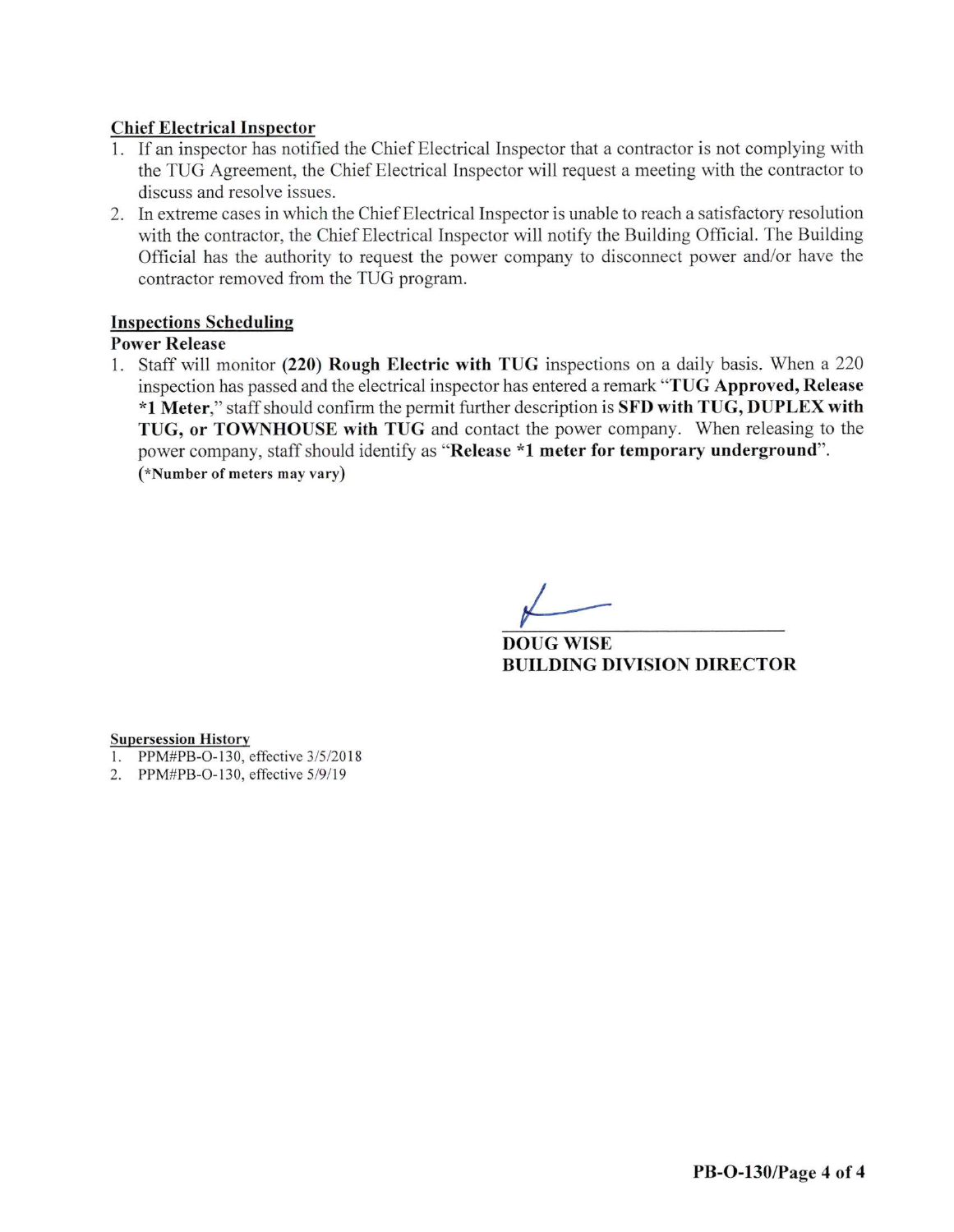**Chief Electrical Inspector**

1. If an inspector has notified the Chief Electrical Inspector that a contractor is not complying with the TUG Agreement, the Chief Electrical Inspector will request a meeting with the contractor to discuss and resolve issues.
2. In extreme cases in which the Chief Electrical Inspector is unable to reach a satisfactory resolution with the contractor, the Chief Electrical Inspector will notify the Building Official. The Building Official has the authority to request the power company to disconnect power and/or have the contractor removed from the TUG program.

**Inspections Scheduling**

**Power Release**

1. Staff will monitor **(220) Rough Electric with TUG** inspections on a daily basis. When a 220 inspection has passed and the electrical inspector has entered a remark "**TUG Approved, Release *1 Meter**," staff should confirm the permit further description is **SFD with TUG, DUPLEX with TUG, or TOWNHOUSE with TUG** and contact the power company. When releasing to the power company, staff should identify as "**Release *1 meter for temporary underground**". (***Number of meters may vary**)

**DOUG WISE**
**BUILDING DIVISION DIRECTOR**

**Supersession History**

1. PPM#PB-O-130, effective 3/5/2018
2. PPM#PB-O-130, effective 5/9/19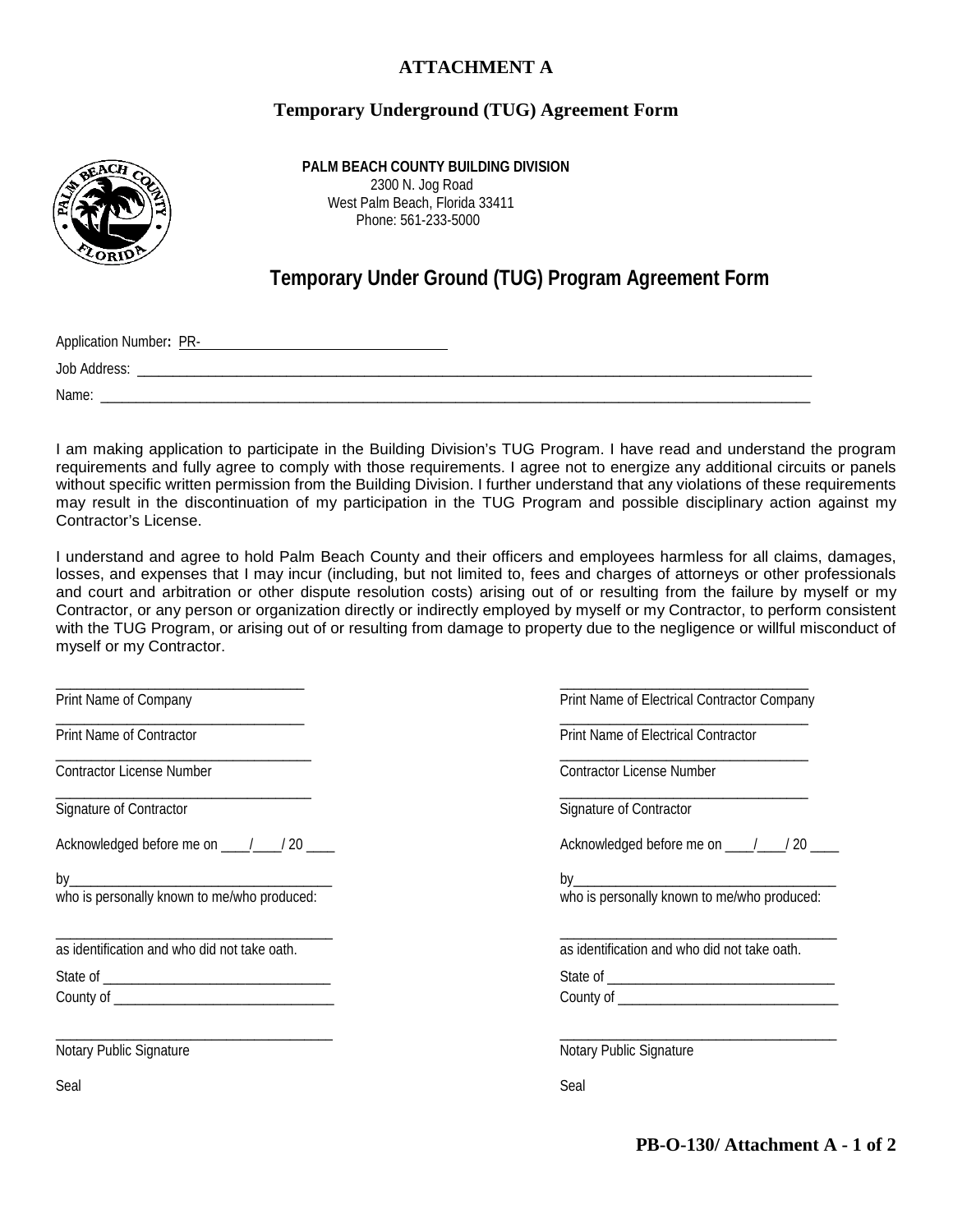# ATTACHMENT A

## Temporary Underground (TUG) Agreement Form

**PALM BEACH COUNTY BUILDING DIVISION**
2300 N. Jog Road
West Palm Beach, Florida 33411
Phone: 561-233-5000

## Temporary Under Ground (TUG) Program Agreement Form

Application Number**:** PR-___________________________

Job Address: ___________________________________________________________________________

Name: ______________________________________________________________________________

I am making application to participate in the Building Division's TUG Program. I have read and understand the program requirements and fully agree to comply with those requirements. I agree not to energize any additional circuits or panels without specific written permission from the Building Division. I further understand that any violations of these requirements may result in the discontinuation of my participation in the TUG Program and possible disciplinary action against my Contractor's License.

I understand and agree to hold Palm Beach County and their officers and employees harmless for all claims, damages, losses, and expenses that I may incur (including, but not limited to, fees and charges of attorneys or other professionals and court and arbitration or other dispute resolution costs) arising out of or resulting from the failure by myself or my Contractor, or any person or organization directly or indirectly employed by myself or my Contractor, to perform consistent with the TUG Program, or arising out of or resulting from damage to property due to the negligence or willful misconduct of myself or my Contractor.

______________________________
Print Name of Company

______________________________
Print Name of Contractor

______________________________
Contractor License Number

______________________________
Signature of Contractor

Acknowledged before me on ____/____/ 20 ____

by______________________________
who is personally known to me/who produced:

______________________________
as identification and who did not take oath.

State of ___________________________
County of __________________________

______________________________
Notary Public Signature

Seal

______________________________
Print Name of Electrical Contractor Company

______________________________
Print Name of Electrical Contractor

______________________________
Contractor License Number

______________________________
Signature of Contractor

Acknowledged before me on ____/____/ 20 ____

by______________________________
who is personally known to me/who produced:

______________________________
as identification and who did not take oath.

State of ___________________________
County of __________________________

______________________________
Notary Public Signature

Seal

**PB-O-130/ Attachment A - 1 of 2**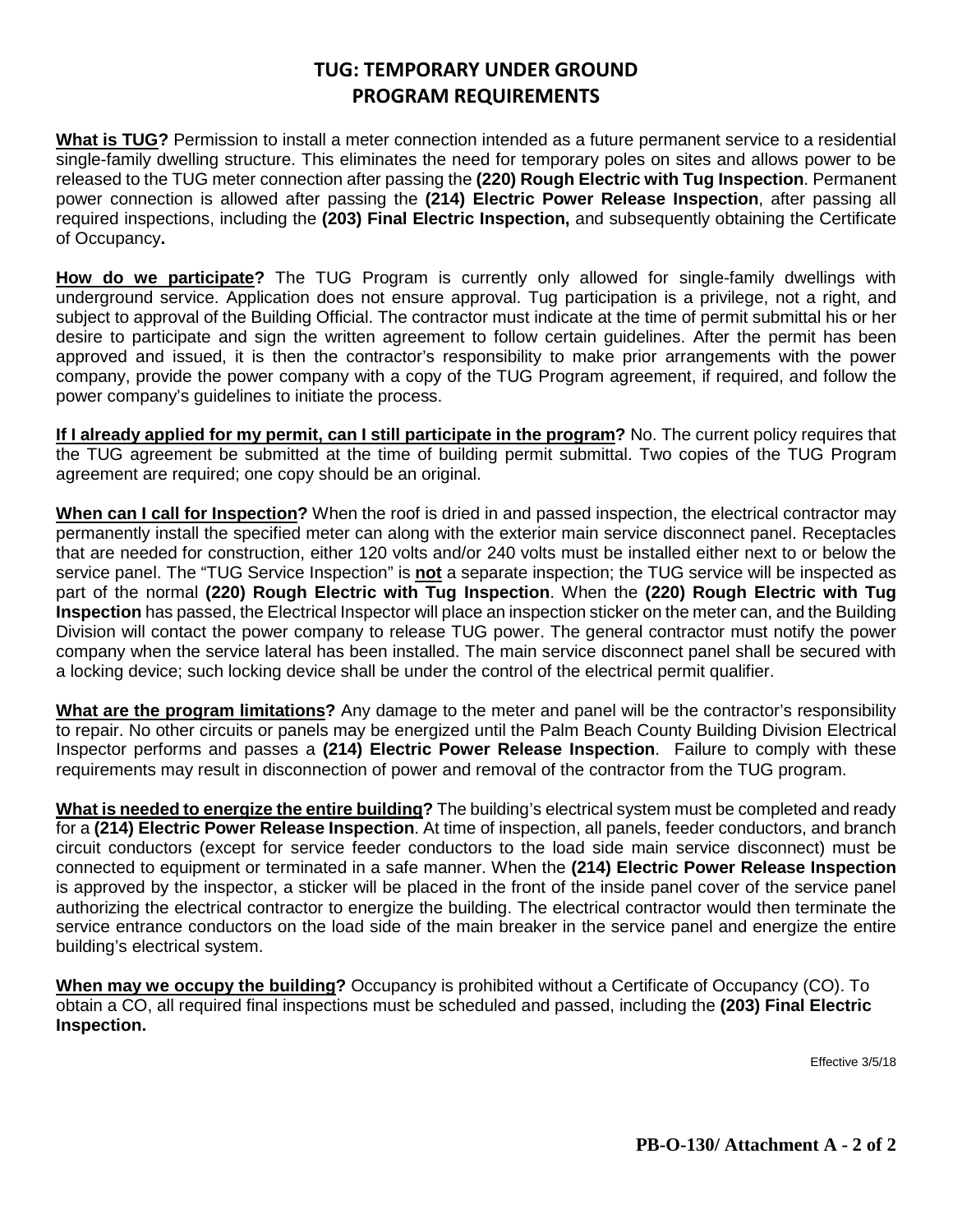# TUG: TEMPORARY UNDER GROUND
# PROGRAM REQUIREMENTS

**What is TUG?** Permission to install a meter connection intended as a future permanent service to a residential single-family dwelling structure. This eliminates the need for temporary poles on sites and allows power to be released to the TUG meter connection after passing the **(220) Rough Electric with Tug Inspection**. Permanent power connection is allowed after passing the **(214) Electric Power Release Inspection**, after passing all required inspections, including the **(203) Final Electric Inspection,** and subsequently obtaining the Certificate of Occupancy**.**

**How do we participate?** The TUG Program is currently only allowed for single-family dwellings with underground service. Application does not ensure approval. Tug participation is a privilege, not a right, and subject to approval of the Building Official. The contractor must indicate at the time of permit submittal his or her desire to participate and sign the written agreement to follow certain guidelines. After the permit has been approved and issued, it is then the contractor's responsibility to make prior arrangements with the power company, provide the power company with a copy of the TUG Program agreement, if required, and follow the power company's guidelines to initiate the process.

**If I already applied for my permit, can I still participate in the program?** No. The current policy requires that the TUG agreement be submitted at the time of building permit submittal. Two copies of the TUG Program agreement are required; one copy should be an original.

**When can I call for Inspection?** When the roof is dried in and passed inspection, the electrical contractor may permanently install the specified meter can along with the exterior main service disconnect panel. Receptacles that are needed for construction, either 120 volts and/or 240 volts must be installed either next to or below the service panel. The "TUG Service Inspection" is **not** a separate inspection; the TUG service will be inspected as part of the normal **(220) Rough Electric with Tug Inspection**. When the **(220) Rough Electric with Tug Inspection** has passed, the Electrical Inspector will place an inspection sticker on the meter can, and the Building Division will contact the power company to release TUG power. The general contractor must notify the power company when the service lateral has been installed. The main service disconnect panel shall be secured with a locking device; such locking device shall be under the control of the electrical permit qualifier.

**What are the program limitations?** Any damage to the meter and panel will be the contractor's responsibility to repair. No other circuits or panels may be energized until the Palm Beach County Building Division Electrical Inspector performs and passes a **(214) Electric Power Release Inspection**. Failure to comply with these requirements may result in disconnection of power and removal of the contractor from the TUG program.

**What is needed to energize the entire building?** The building's electrical system must be completed and ready for a **(214) Electric Power Release Inspection**. At time of inspection, all panels, feeder conductors, and branch circuit conductors (except for service feeder conductors to the load side main service disconnect) must be connected to equipment or terminated in a safe manner. When the **(214) Electric Power Release Inspection** is approved by the inspector, a sticker will be placed in the front of the inside panel cover of the service panel authorizing the electrical contractor to energize the building. The electrical contractor would then terminate the service entrance conductors on the load side of the main breaker in the service panel and energize the entire building's electrical system.

**When may we occupy the building?** Occupancy is prohibited without a Certificate of Occupancy (CO). To obtain a CO, all required final inspections must be scheduled and passed, including the **(203) Final Electric Inspection.**

Effective 3/5/18

**PB-O-130/ Attachment A**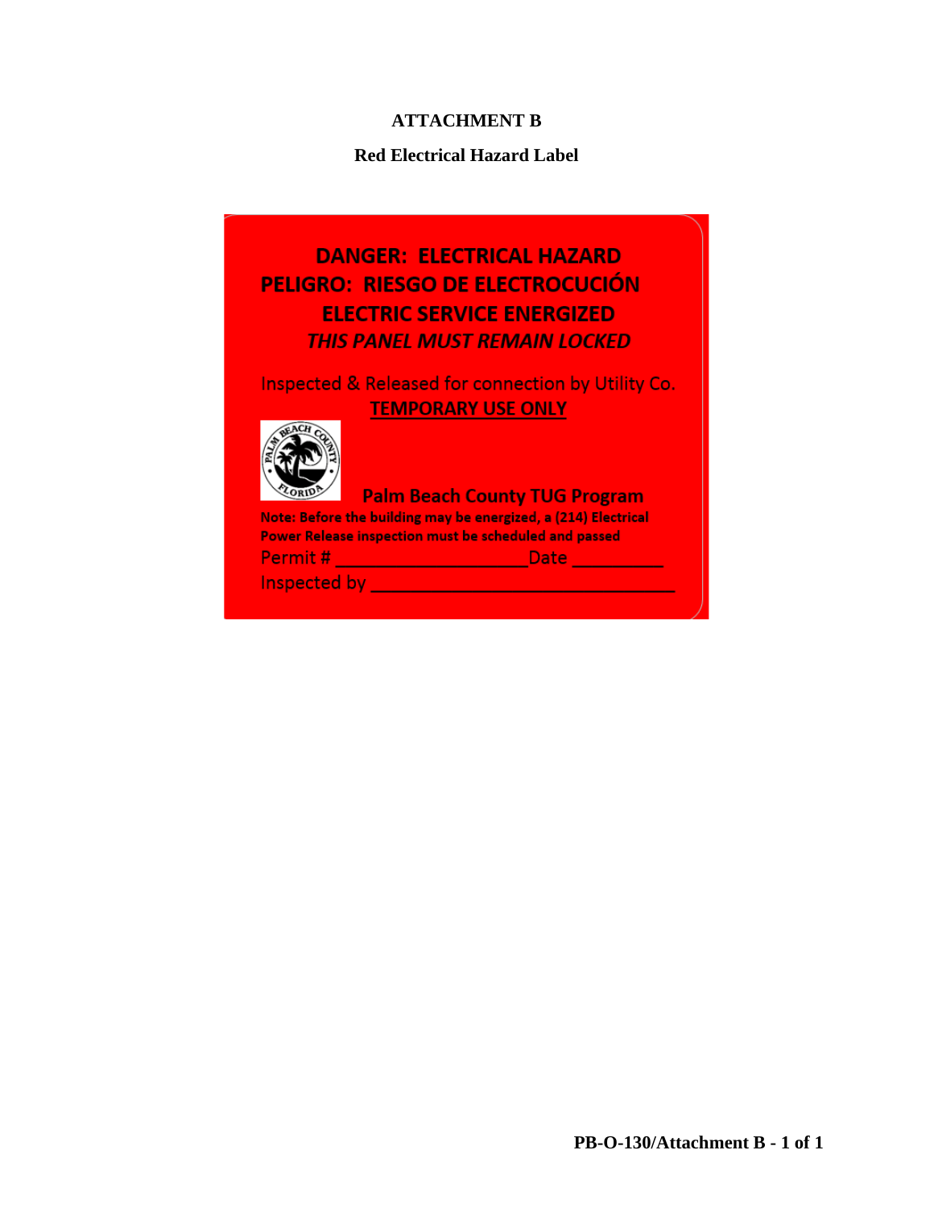**ATTACHMENT B**

**Red Electrical Hazard Label**

**DANGER: ELECTRICAL HAZARD**
**PELIGRO: RIESGO DE ELECTROCUCIÓN**
**ELECTRIC SERVICE ENERGIZED**
***THIS PANEL MUST REMAIN LOCKED***

Inspected & Released for connection by Utility Co.
**TEMPORARY USE ONLY**

**Palm Beach County TUG Program**

**Note: Before the building may be energized, a (214) Electrical Power Release inspection must be scheduled and passed**

Permit # ____________________ Date __________

Inspected by ________________________________

PB-O-130/Attachment B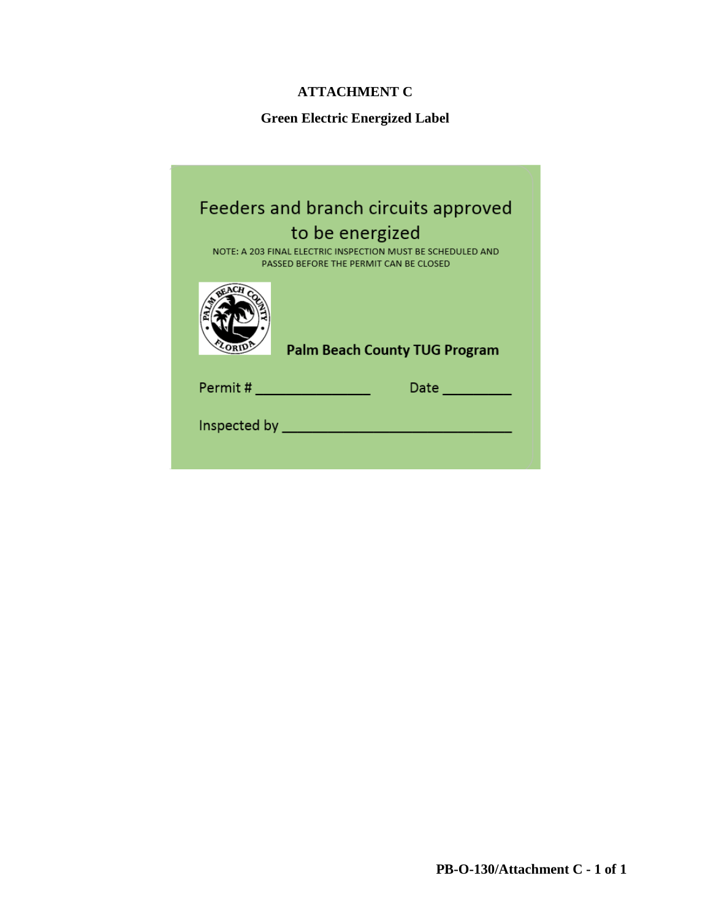**ATTACHMENT C**

**Green Electric Energized Label**

Feeders and branch circuits approved to be energized

NOTE: A 203 FINAL ELECTRIC INSPECTION MUST BE SCHEDULED AND PASSED BEFORE THE PERMIT CAN BE CLOSED

PALM BEACH COUNTY FLORIDA

**Palm Beach County TUG Program**

Permit # ______________ Date _________

Inspected by ______________________________

**PB-O-130/Attachment C**